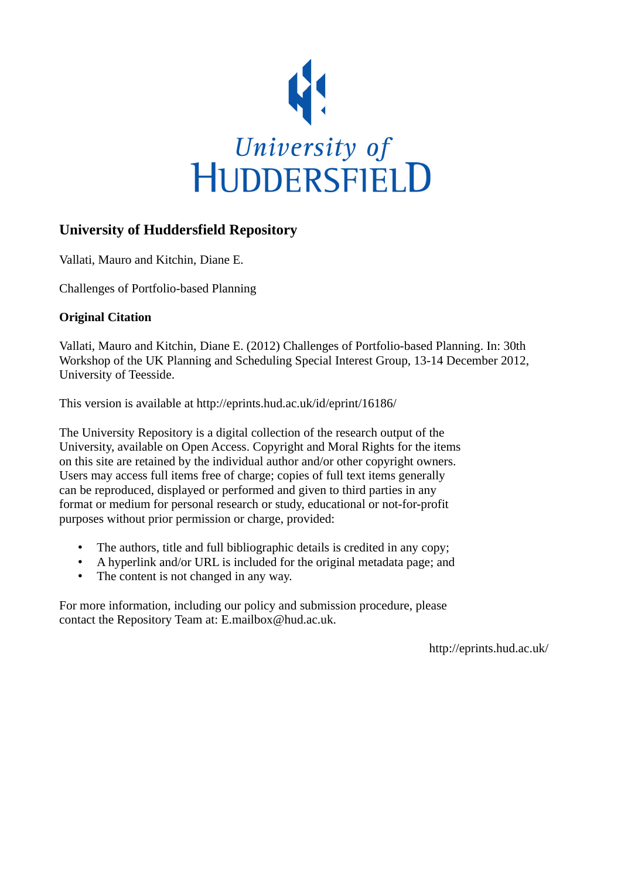# University of Huddersfield Repository

Vallati, Mauro and Kitchin, Diane E.

Challenges of Portfolio-based Planning

## Original Citation

Vallati, Mauro and Kitchin, Diane E. (2012) Challenges of Portfolio-based Planning. In: 30th Workshop of the UK Planning and Scheduling Special Interest Group, 13-14 December 2012, University of Teesside.

This version is available at http://eprints.hud.ac.uk/id/eprint/16186/

The University Repository is a digital collection of the research output of the University, available on Open Access. Copyright and Moral Rights for the items on this site are retained by the individual author and/or other copyright owners. Users may access full items free of charge; copies of full text items generally can be reproduced, displayed or performed and given to third parties in any format or medium for personal research or study, educational or not-for-profit purposes without prior permission or charge, provided:

- The authors, title and full bibliographic details is credited in any copy;
- A hyperlink and/or URL is included for the original metadata page; and
- The content is not changed in any way.

For more information, including our policy and submission procedure, please contact the Repository Team at: E.mailbox@hud.ac.uk.

http://eprints.hud.ac.uk/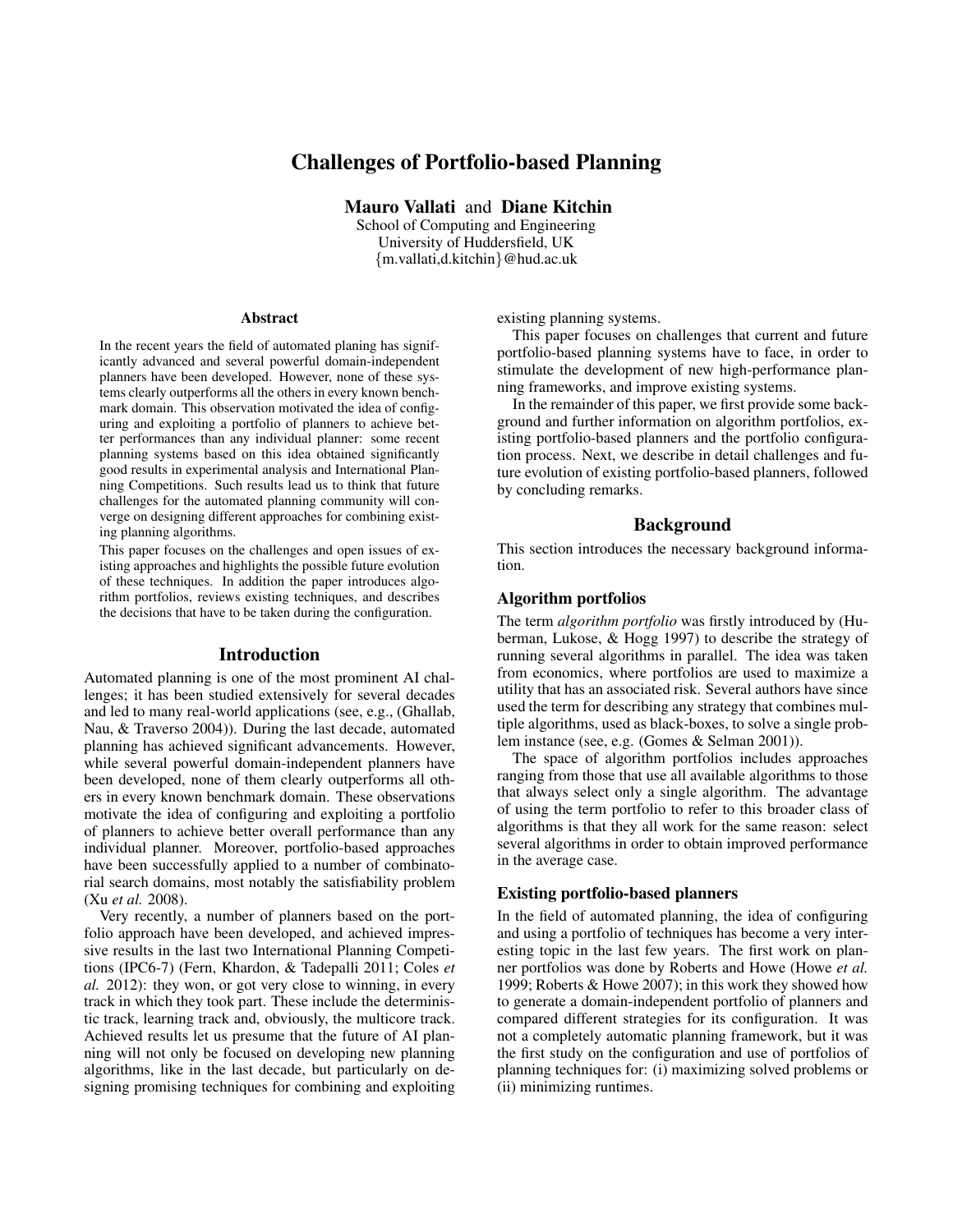# Challenges of Portfolio-based Planning

**Mauro Vallati** and **Diane Kitchin**
School of Computing and Engineering
University of Huddersfield, UK
{m.vallati,d.kitchin}@hud.ac.uk

## Abstract

In the recent years the field of automated planing has significantly advanced and several powerful domain-independent planners have been developed. However, none of these systems clearly outperforms all the others in every known benchmark domain. This observation motivated the idea of configuring and exploiting a portfolio of planners to achieve better performances than any individual planner: some recent planning systems based on this idea obtained significantly good results in experimental analysis and International Planning Competitions. Such results lead us to think that future challenges for the automated planning community will converge on designing different approaches for combining existing planning algorithms.

This paper focuses on the challenges and open issues of existing approaches and highlights the possible future evolution of these techniques. In addition the paper introduces algorithm portfolios, reviews existing techniques, and describes the decisions that have to be taken during the configuration.

## Introduction

Automated planning is one of the most prominent AI challenges; it has been studied extensively for several decades and led to many real-world applications (see, e.g., (Ghallab, Nau, & Traverso 2004)). During the last decade, automated planning has achieved significant advancements. However, while several powerful domain-independent planners have been developed, none of them clearly outperforms all others in every known benchmark domain. These observations motivate the idea of configuring and exploiting a portfolio of planners to achieve better overall performance than any individual planner. Moreover, portfolio-based approaches have been successfully applied to a number of combinatorial search domains, most notably the satisfiability problem (Xu *et al.* 2008).

Very recently, a number of planners based on the portfolio approach have been developed, and achieved impressive results in the last two International Planning Competitions (IPC6-7) (Fern, Khardon, & Tadepalli 2011; Coles *et al.* 2012): they won, or got very close to winning, in every track in which they took part. These include the deterministic track, learning track and, obviously, the multicore track. Achieved results let us presume that the future of AI planning will not only be focused on developing new planning algorithms, like in the last decade, but particularly on designing promising techniques for combining and exploiting existing planning systems.

This paper focuses on challenges that current and future portfolio-based planning systems have to face, in order to stimulate the development of new high-performance planning frameworks, and improve existing systems.

In the remainder of this paper, we first provide some background and further information on algorithm portfolios, existing portfolio-based planners and the portfolio configuration process. Next, we describe in detail challenges and future evolution of existing portfolio-based planners, followed by concluding remarks.

## Background

This section introduces the necessary background information.

### Algorithm portfolios

The term *algorithm portfolio* was firstly introduced by (Huberman, Lukose, & Hogg 1997) to describe the strategy of running several algorithms in parallel. The idea was taken from economics, where portfolios are used to maximize a utility that has an associated risk. Several authors have since used the term for describing any strategy that combines multiple algorithms, used as black-boxes, to solve a single problem instance (see, e.g. (Gomes & Selman 2001)).

The space of algorithm portfolios includes approaches ranging from those that use all available algorithms to those that always select only a single algorithm. The advantage of using the term portfolio to refer to this broader class of algorithms is that they all work for the same reason: select several algorithms in order to obtain improved performance in the average case.

### Existing portfolio-based planners

In the field of automated planning, the idea of configuring and using a portfolio of techniques has become a very interesting topic in the last few years. The first work on planner portfolios was done by Roberts and Howe (Howe *et al.* 1999; Roberts & Howe 2007); in this work they showed how to generate a domain-independent portfolio of planners and compared different strategies for its configuration. It was not a completely automatic planning framework, but it was the first study on the configuration and use of portfolios of planning techniques for: (i) maximizing solved problems or (ii) minimizing runtimes.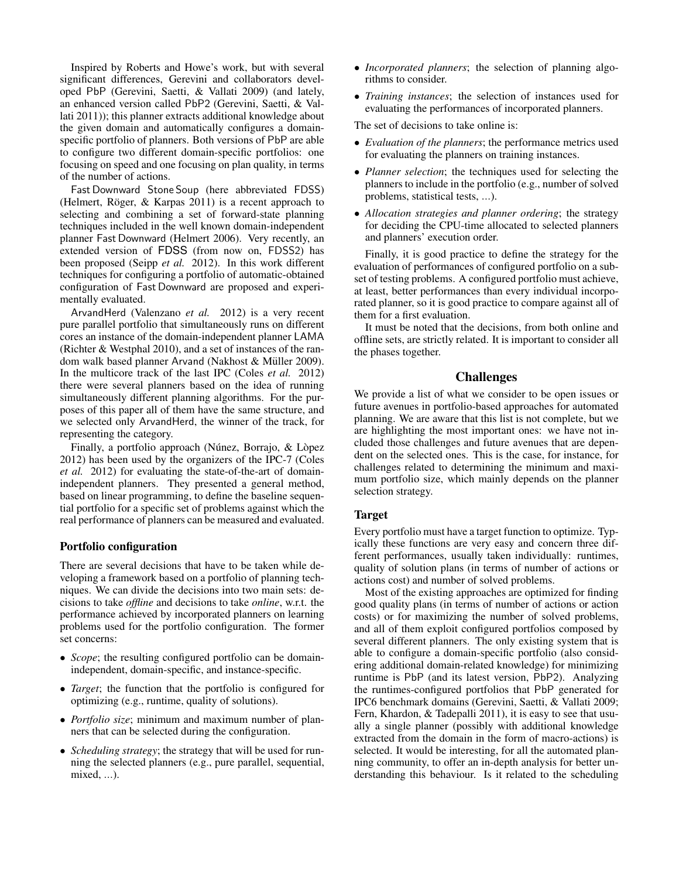Inspired by Roberts and Howe's work, but with several significant differences, Gerevini and collaborators developed PbP (Gerevini, Saetti, & Vallati 2009) (and lately, an enhanced version called PbP2 (Gerevini, Saetti, & Vallati 2011)); this planner extracts additional knowledge about the given domain and automatically configures a domain-specific portfolio of planners. Both versions of PbP are able to configure two different domain-specific portfolios: one focusing on speed and one focusing on plan quality, in terms of the number of actions.

Fast Downward Stone Soup (here abbreviated FDSS) (Helmert, Röger, & Karpas 2011) is a recent approach to selecting and combining a set of forward-state planning techniques included in the well known domain-independent planner Fast Downward (Helmert 2006). Very recently, an extended version of FDSS (from now on, FDSS2) has been proposed (Seipp *et al.* 2012). In this work different techniques for configuring a portfolio of automatic-obtained configuration of Fast Downward are proposed and experimentally evaluated.

ArvandHerd (Valenzano *et al.* 2012) is a very recent pure parallel portfolio that simultaneously runs on different cores an instance of the domain-independent planner LAMA (Richter & Westphal 2010), and a set of instances of the random walk based planner Arvand (Nakhost & Müller 2009). In the multicore track of the last IPC (Coles *et al.* 2012) there were several planners based on the idea of running simultaneously different planning algorithms. For the purposes of this paper all of them have the same structure, and we selected only ArvandHerd, the winner of the track, for representing the category.

Finally, a portfolio approach (Núnez, Borrajo, & Lòpez 2012) has been used by the organizers of the IPC-7 (Coles *et al.* 2012) for evaluating the state-of-the-art of domain-independent planners. They presented a general method, based on linear programming, to define the baseline sequential portfolio for a specific set of problems against which the real performance of planners can be measured and evaluated.

### Portfolio configuration

There are several decisions that have to be taken while developing a framework based on a portfolio of planning techniques. We can divide the decisions into two main sets: decisions to take *offline* and decisions to take *online*, w.r.t. the performance achieved by incorporated planners on learning problems used for the portfolio configuration. The former set concerns:

- *Scope*; the resulting configured portfolio can be domain-independent, domain-specific, and instance-specific.
- *Target*; the function that the portfolio is configured for optimizing (e.g., runtime, quality of solutions).
- *Portfolio size*; minimum and maximum number of planners that can be selected during the configuration.
- *Scheduling strategy*; the strategy that will be used for running the selected planners (e.g., pure parallel, sequential, mixed, ...).
- *Incorporated planners*; the selection of planning algorithms to consider.
- *Training instances*; the selection of instances used for evaluating the performances of incorporated planners.

The set of decisions to take online is:

- *Evaluation of the planners*; the performance metrics used for evaluating the planners on training instances.
- *Planner selection*; the techniques used for selecting the planners to include in the portfolio (e.g., number of solved problems, statistical tests, ...).
- *Allocation strategies and planner ordering*; the strategy for deciding the CPU-time allocated to selected planners and planners' execution order.

Finally, it is good practice to define the strategy for the evaluation of performances of configured portfolio on a subset of testing problems. A configured portfolio must achieve, at least, better performances than every individual incorporated planner, so it is good practice to compare against all of them for a first evaluation.

It must be noted that the decisions, from both online and offline sets, are strictly related. It is important to consider all the phases together.

## Challenges

We provide a list of what we consider to be open issues or future avenues in portfolio-based approaches for automated planning. We are aware that this list is not complete, but we are highlighting the most important ones: we have not included those challenges and future avenues that are dependent on the selected ones. This is the case, for instance, for challenges related to determining the minimum and maximum portfolio size, which mainly depends on the planner selection strategy.

### Target

Every portfolio must have a target function to optimize. Typically these functions are very easy and concern three different performances, usually taken individually: runtimes, quality of solution plans (in terms of number of actions or actions cost) and number of solved problems.

Most of the existing approaches are optimized for finding good quality plans (in terms of number of actions or action costs) or for maximizing the number of solved problems, and all of them exploit configured portfolios composed by several different planners. The only existing system that is able to configure a domain-specific portfolio (also considering additional domain-related knowledge) for minimizing runtime is PbP (and its latest version, PbP2). Analyzing the runtimes-configured portfolios that PbP generated for IPC6 benchmark domains (Gerevini, Saetti, & Vallati 2009; Fern, Khardon, & Tadepalli 2011), it is easy to see that usually a single planner (possibly with additional knowledge extracted from the domain in the form of macro-actions) is selected. It would be interesting, for all the automated planning community, to offer an in-depth analysis for better understanding this behaviour. Is it related to the scheduling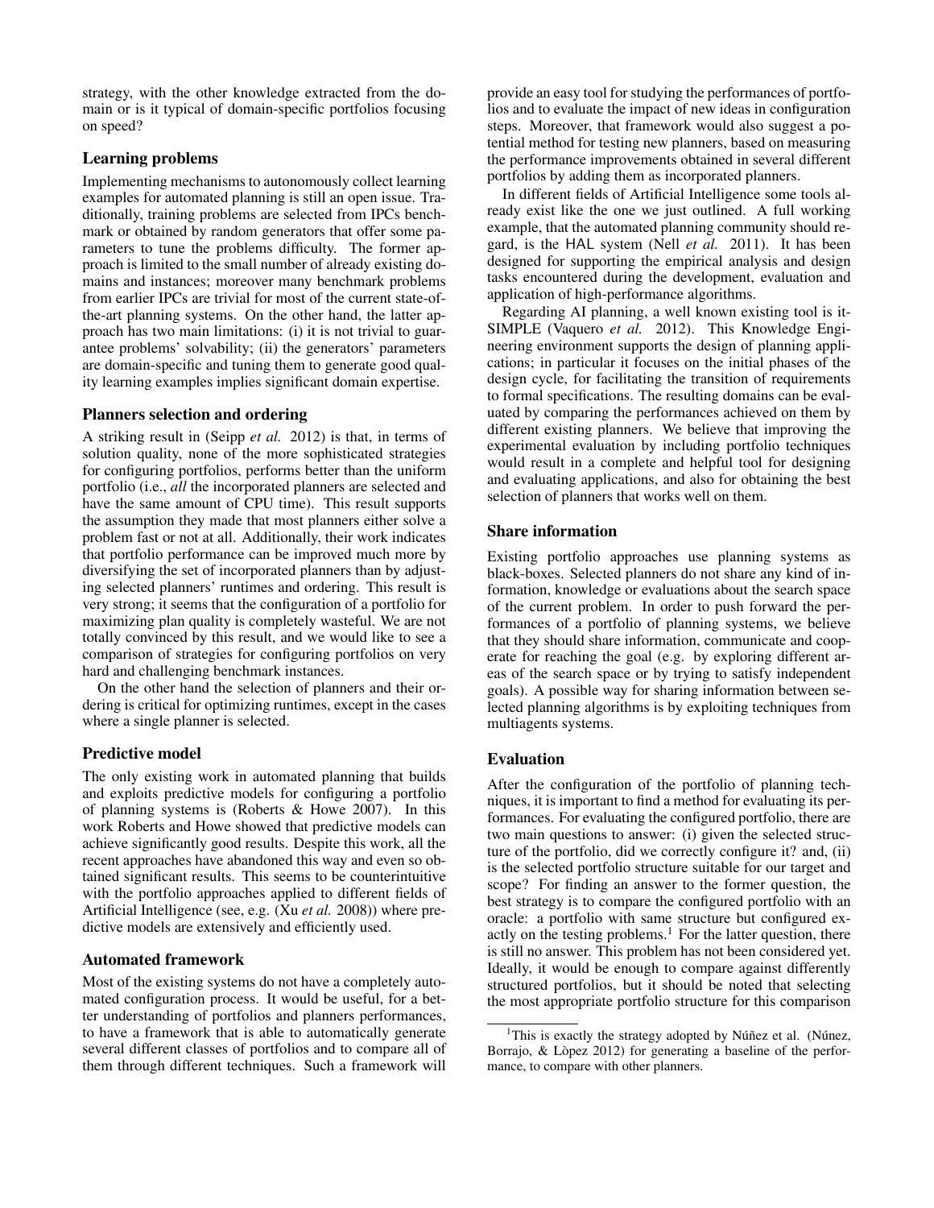strategy, with the other knowledge extracted from the domain or is it typical of domain-specific portfolios focusing on speed?

### Learning problems

Implementing mechanisms to autonomously collect learning examples for automated planning is still an open issue. Traditionally, training problems are selected from IPCs benchmark or obtained by random generators that offer some parameters to tune the problems difficulty. The former approach is limited to the small number of already existing domains and instances; moreover many benchmark problems from earlier IPCs are trivial for most of the current state-of-the-art planning systems. On the other hand, the latter approach has two main limitations: (i) it is not trivial to guarantee problems' solvability; (ii) the generators' parameters are domain-specific and tuning them to generate good quality learning examples implies significant domain expertise.

### Planners selection and ordering

A striking result in (Seipp *et al.* 2012) is that, in terms of solution quality, none of the more sophisticated strategies for configuring portfolios, performs better than the uniform portfolio (i.e., *all* the incorporated planners are selected and have the same amount of CPU time). This result supports the assumption they made that most planners either solve a problem fast or not at all. Additionally, their work indicates that portfolio performance can be improved much more by diversifying the set of incorporated planners than by adjusting selected planners' runtimes and ordering. This result is very strong; it seems that the configuration of a portfolio for maximizing plan quality is completely wasteful. We are not totally convinced by this result, and we would like to see a comparison of strategies for configuring portfolios on very hard and challenging benchmark instances.

On the other hand the selection of planners and their ordering is critical for optimizing runtimes, except in the cases where a single planner is selected.

### Predictive model

The only existing work in automated planning that builds and exploits predictive models for configuring a portfolio of planning systems is (Roberts & Howe 2007). In this work Roberts and Howe showed that predictive models can achieve significantly good results. Despite this work, all the recent approaches have abandoned this way and even so obtained significant results. This seems to be counterintuitive with the portfolio approaches applied to different fields of Artificial Intelligence (see, e.g. (Xu *et al.* 2008)) where predictive models are extensively and efficiently used.

### Automated framework

Most of the existing systems do not have a completely automated configuration process. It would be useful, for a better understanding of portfolios and planners performances, to have a framework that is able to automatically generate several different classes of portfolios and to compare all of them through different techniques. Such a framework will provide an easy tool for studying the performances of portfolios and to evaluate the impact of new ideas in configuration steps. Moreover, that framework would also suggest a potential method for testing new planners, based on measuring the performance improvements obtained in several different portfolios by adding them as incorporated planners.

In different fields of Artificial Intelligence some tools already exist like the one we just outlined. A full working example, that the automated planning community should regard, is the HAL system (Nell *et al.* 2011). It has been designed for supporting the empirical analysis and design tasks encountered during the development, evaluation and application of high-performance algorithms.

Regarding AI planning, a well known existing tool is itSIMPLE (Vaquero *et al.* 2012). This Knowledge Engineering environment supports the design of planning applications; in particular it focuses on the initial phases of the design cycle, for facilitating the transition of requirements to formal specifications. The resulting domains can be evaluated by comparing the performances achieved on them by different existing planners. We believe that improving the experimental evaluation by including portfolio techniques would result in a complete and helpful tool for designing and evaluating applications, and also for obtaining the best selection of planners that works well on them.

### Share information

Existing portfolio approaches use planning systems as black-boxes. Selected planners do not share any kind of information, knowledge or evaluations about the search space of the current problem. In order to push forward the performances of a portfolio of planning systems, we believe that they should share information, communicate and cooperate for reaching the goal (e.g. by exploring different areas of the search space or by trying to satisfy independent goals). A possible way for sharing information between selected planning algorithms is by exploiting techniques from multiagents systems.

### Evaluation

After the configuration of the portfolio of planning techniques, it is important to find a method for evaluating its performances. For evaluating the configured portfolio, there are two main questions to answer: (i) given the selected structure of the portfolio, did we correctly configure it? and, (ii) is the selected portfolio structure suitable for our target and scope? For finding an answer to the former question, the best strategy is to compare the configured portfolio with an oracle: a portfolio with same structure but configured exactly on the testing problems.[1] For the latter question, there is still no answer. This problem has not been considered yet. Ideally, it would be enough to compare against differently structured portfolios, but it should be noted that selecting the most appropriate portfolio structure for this comparison

[1] This is exactly the strategy adopted by Núñez et al. (Núnez, Borrajo, & Lòpez 2012) for generating a baseline of the performance, to compare with other planners.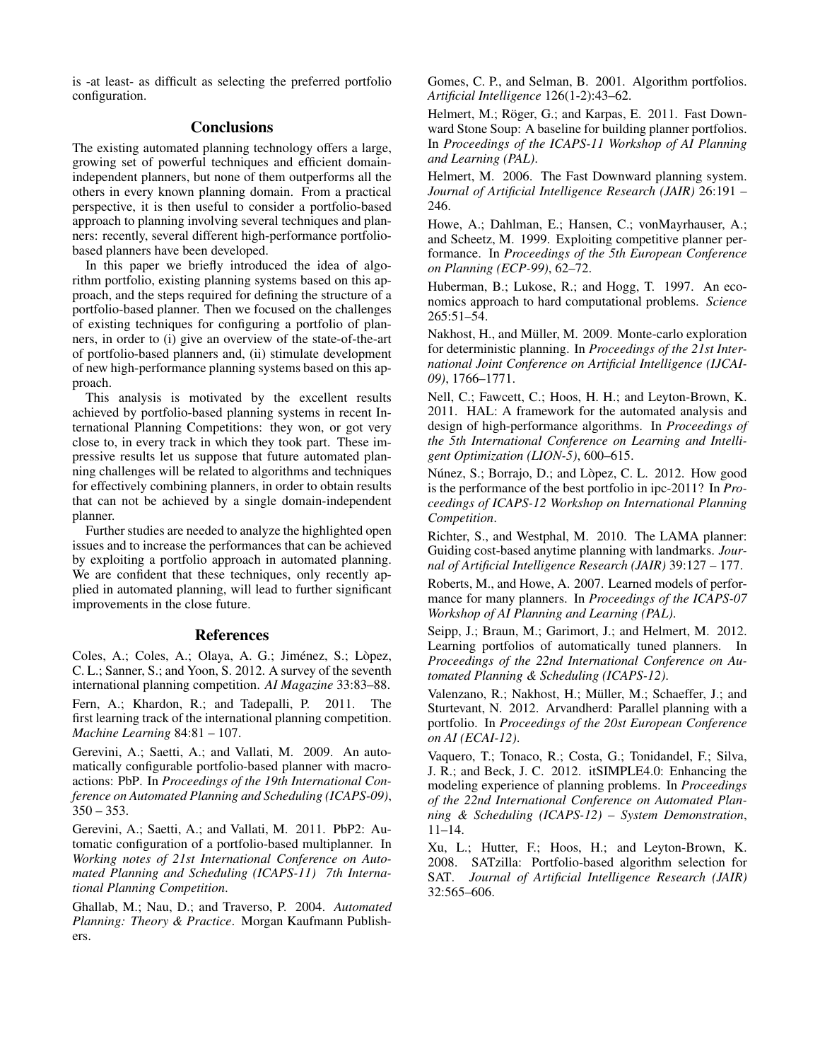is -at least- as difficult as selecting the preferred portfolio configuration.

## Conclusions

The existing automated planning technology offers a large, growing set of powerful techniques and efficient domain-independent planners, but none of them outperforms all the others in every known planning domain. From a practical perspective, it is then useful to consider a portfolio-based approach to planning involving several techniques and planners: recently, several different high-performance portfolio-based planners have been developed.

In this paper we briefly introduced the idea of algorithm portfolio, existing planning systems based on this approach, and the steps required for defining the structure of a portfolio-based planner. Then we focused on the challenges of existing techniques for configuring a portfolio of planners, in order to (i) give an overview of the state-of-the-art of portfolio-based planners and, (ii) stimulate development of new high-performance planning systems based on this approach.

This analysis is motivated by the excellent results achieved by portfolio-based planning systems in recent International Planning Competitions: they won, or got very close to, in every track in which they took part. These impressive results let us suppose that future automated planning challenges will be related to algorithms and techniques for effectively combining planners, in order to obtain results that can not be achieved by a single domain-independent planner.

Further studies are needed to analyze the highlighted open issues and to increase the performances that can be achieved by exploiting a portfolio approach in automated planning. We are confident that these techniques, only recently applied in automated planning, will lead to further significant improvements in the close future.

## References

Coles, A.; Coles, A.; Olaya, A. G.; Jiménez, S.; Lòpez, C. L.; Sanner, S.; and Yoon, S. 2012. A survey of the seventh international planning competition. *AI Magazine* 33:83–88.

Fern, A.; Khardon, R.; and Tadepalli, P. 2011. The first learning track of the international planning competition. *Machine Learning* 84:81 – 107.

Gerevini, A.; Saetti, A.; and Vallati, M. 2009. An automatically configurable portfolio-based planner with macro-actions: PbP. In *Proceedings of the 19th International Conference on Automated Planning and Scheduling (ICAPS-09)*, 350 – 353.

Gerevini, A.; Saetti, A.; and Vallati, M. 2011. PbP2: Automatic configuration of a portfolio-based multiplanner. In *Working notes of 21st International Conference on Automated Planning and Scheduling (ICAPS-11) 7th International Planning Competition*.

Ghallab, M.; Nau, D.; and Traverso, P. 2004. *Automated Planning: Theory & Practice*. Morgan Kaufmann Publishers.

Gomes, C. P., and Selman, B. 2001. Algorithm portfolios. *Artificial Intelligence* 126(1-2):43–62.

Helmert, M.; Röger, G.; and Karpas, E. 2011. Fast Downward Stone Soup: A baseline for building planner portfolios. In *Proceedings of the ICAPS-11 Workshop of AI Planning and Learning (PAL)*.

Helmert, M. 2006. The Fast Downward planning system. *Journal of Artificial Intelligence Research (JAIR)* 26:191 – 246.

Howe, A.; Dahlman, E.; Hansen, C.; vonMayrhauser, A.; and Scheetz, M. 1999. Exploiting competitive planner performance. In *Proceedings of the 5th European Conference on Planning (ECP-99)*, 62–72.

Huberman, B.; Lukose, R.; and Hogg, T. 1997. An economics approach to hard computational problems. *Science* 265:51–54.

Nakhost, H., and Müller, M. 2009. Monte-carlo exploration for deterministic planning. In *Proceedings of the 21st International Joint Conference on Artificial Intelligence (IJCAI-09)*, 1766–1771.

Nell, C.; Fawcett, C.; Hoos, H. H.; and Leyton-Brown, K. 2011. HAL: A framework for the automated analysis and design of high-performance algorithms. In *Proceedings of the 5th International Conference on Learning and Intelligent Optimization (LION-5)*, 600–615.

Núnez, S.; Borrajo, D.; and Lòpez, C. L. 2012. How good is the performance of the best portfolio in ipc-2011? In *Proceedings of ICAPS-12 Workshop on International Planning Competition*.

Richter, S., and Westphal, M. 2010. The LAMA planner: Guiding cost-based anytime planning with landmarks. *Journal of Artificial Intelligence Research (JAIR)* 39:127 – 177.

Roberts, M., and Howe, A. 2007. Learned models of performance for many planners. In *Proceedings of the ICAPS-07 Workshop of AI Planning and Learning (PAL)*.

Seipp, J.; Braun, M.; Garimort, J.; and Helmert, M. 2012. Learning portfolios of automatically tuned planners. In *Proceedings of the 22nd International Conference on Automated Planning & Scheduling (ICAPS-12)*.

Valenzano, R.; Nakhost, H.; Müller, M.; Schaeffer, J.; and Sturtevant, N. 2012. Arvandherd: Parallel planning with a portfolio. In *Proceedings of the 20st European Conference on AI (ECAI-12)*.

Vaquero, T.; Tonaco, R.; Costa, G.; Tonidandel, F.; Silva, J. R.; and Beck, J. C. 2012. itSIMPLE4.0: Enhancing the modeling experience of planning problems. In *Proceedings of the 22nd International Conference on Automated Planning & Scheduling (ICAPS-12) – System Demonstration*, 11–14.

Xu, L.; Hutter, F.; Hoos, H.; and Leyton-Brown, K. 2008. SATzilla: Portfolio-based algorithm selection for SAT. *Journal of Artificial Intelligence Research (JAIR)* 32:565–606.